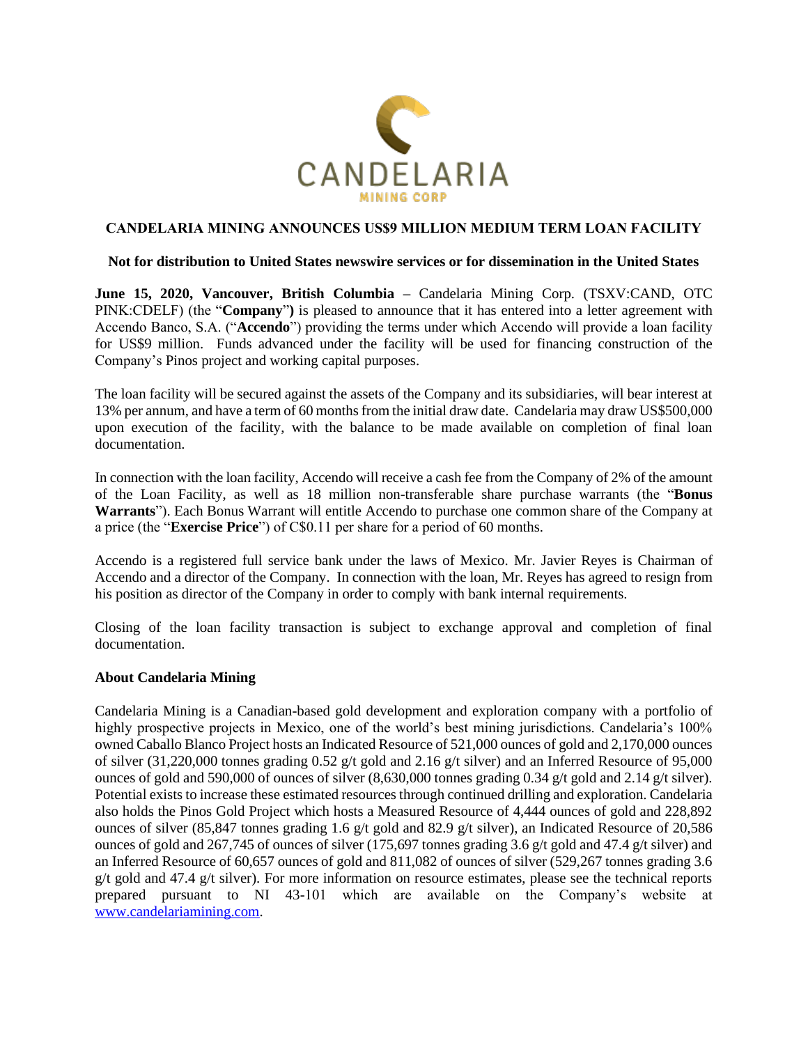CANDELARIA

MINING CORP

# CANDELARIA MINING ANNOUNCES US$9 MILLION MEDIUM TERM LOAN FACILITY

**Not for distribution to United States newswire services or for dissemination in the United States**

**June 15, 2020, Vancouver, British Columbia** – Candelaria Mining Corp. (TSXV:CAND, OTC PINK:CDELF) (the "**Company**") is pleased to announce that it has entered into a letter agreement with Accendo Banco, S.A. ("**Accendo**") providing the terms under which Accendo will provide a loan facility for US$9 million. Funds advanced under the facility will be used for financing construction of the Company's Pinos project and working capital purposes.

The loan facility will be secured against the assets of the Company and its subsidiaries, will bear interest at 13% per annum, and have a term of 60 months from the initial draw date. Candelaria may draw US$500,000 upon execution of the facility, with the balance to be made available on completion of final loan documentation.

In connection with the loan facility, Accendo will receive a cash fee from the Company of 2% of the amount of the Loan Facility, as well as 18 million non-transferable share purchase warrants (the "**Bonus Warrants**"). Each Bonus Warrant will entitle Accendo to purchase one common share of the Company at a price (the "**Exercise Price**") of C$0.11 per share for a period of 60 months.

Accendo is a registered full service bank under the laws of Mexico. Mr. Javier Reyes is Chairman of Accendo and a director of the Company. In connection with the loan, Mr. Reyes has agreed to resign from his position as director of the Company in order to comply with bank internal requirements.

Closing of the loan facility transaction is subject to exchange approval and completion of final documentation.

## About Candelaria Mining

Candelaria Mining is a Canadian-based gold development and exploration company with a portfolio of highly prospective projects in Mexico, one of the world's best mining jurisdictions. Candelaria's 100% owned Caballo Blanco Project hosts an Indicated Resource of 521,000 ounces of gold and 2,170,000 ounces of silver (31,220,000 tonnes grading 0.52 g/t gold and 2.16 g/t silver) and an Inferred Resource of 95,000 ounces of gold and 590,000 of ounces of silver (8,630,000 tonnes grading 0.34 g/t gold and 2.14 g/t silver). Potential exists to increase these estimated resources through continued drilling and exploration. Candelaria also holds the Pinos Gold Project which hosts a Measured Resource of 4,444 ounces of gold and 228,892 ounces of silver (85,847 tonnes grading 1.6 g/t gold and 82.9 g/t silver), an Indicated Resource of 20,586 ounces of gold and 267,745 of ounces of silver (175,697 tonnes grading 3.6 g/t gold and 47.4 g/t silver) and an Inferred Resource of 60,657 ounces of gold and 811,082 of ounces of silver (529,267 tonnes grading 3.6 g/t gold and 47.4 g/t silver). For more information on resource estimates, please see the technical reports prepared pursuant to NI 43-101 which are available on the Company's website at [www.candelariamining.com](http://www.candelariamining.com).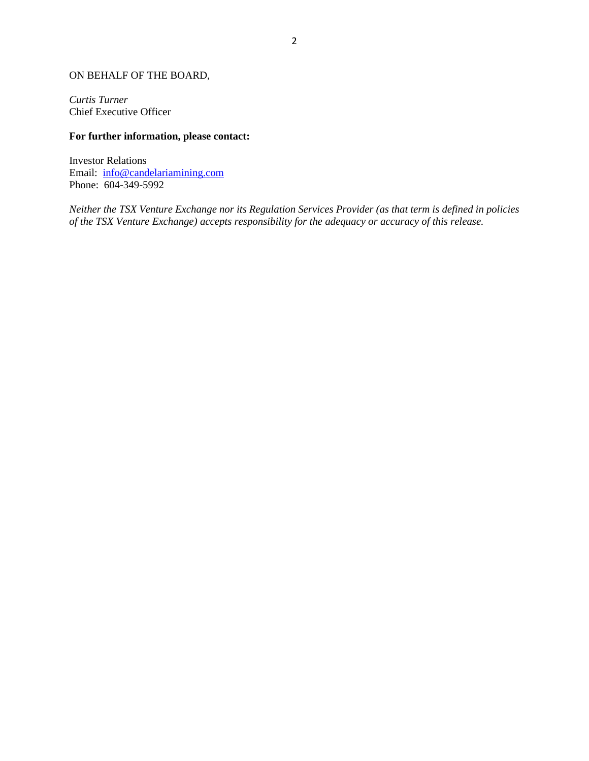ON BEHALF OF THE BOARD,

*Curtis Turner*
Chief Executive Officer

**For further information, please contact:**

Investor Relations
Email: info@candelariamining.com
Phone: 604-349-5992

*Neither the TSX Venture Exchange nor its Regulation Services Provider (as that term is defined in policies of the TSX Venture Exchange) accepts responsibility for the adequacy or accuracy of this release.*